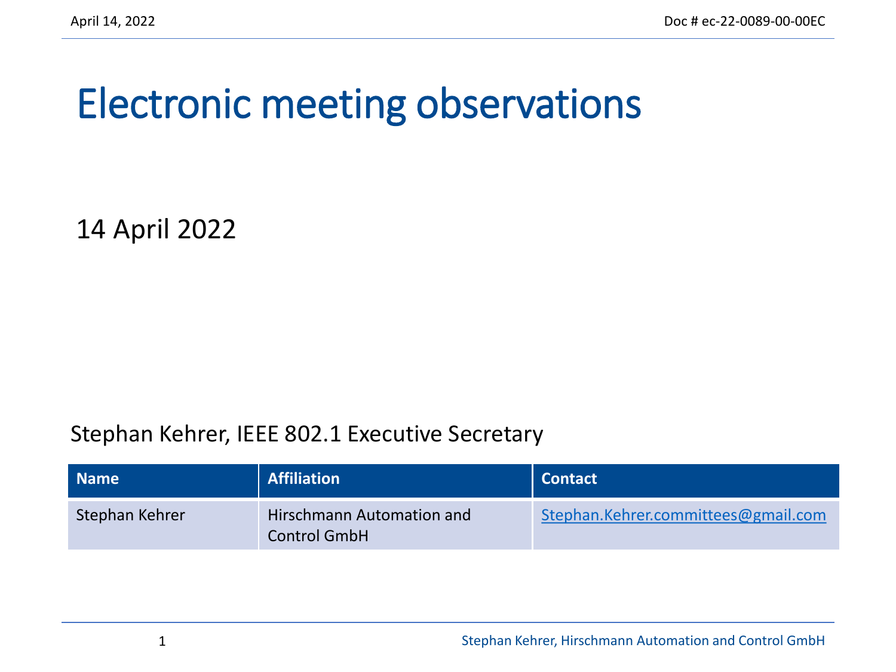# Electronic meeting observations

14 April 2022

Stephan Kehrer, IEEE 802.1 Executive Secretary

| Name | Affiliation | Contact |
| --- | --- | --- |
| Stephan Kehrer | Hirschmann Automation and Control GmbH | Stephan.Kehrer.committees@gmail.com |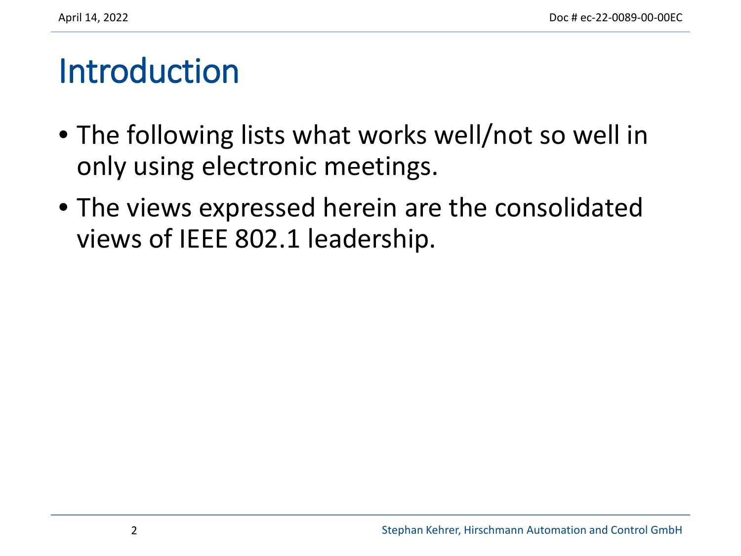# Introduction

- The following lists what works well/not so well in only using electronic meetings.
- The views expressed herein are the consolidated views of IEEE 802.1 leadership.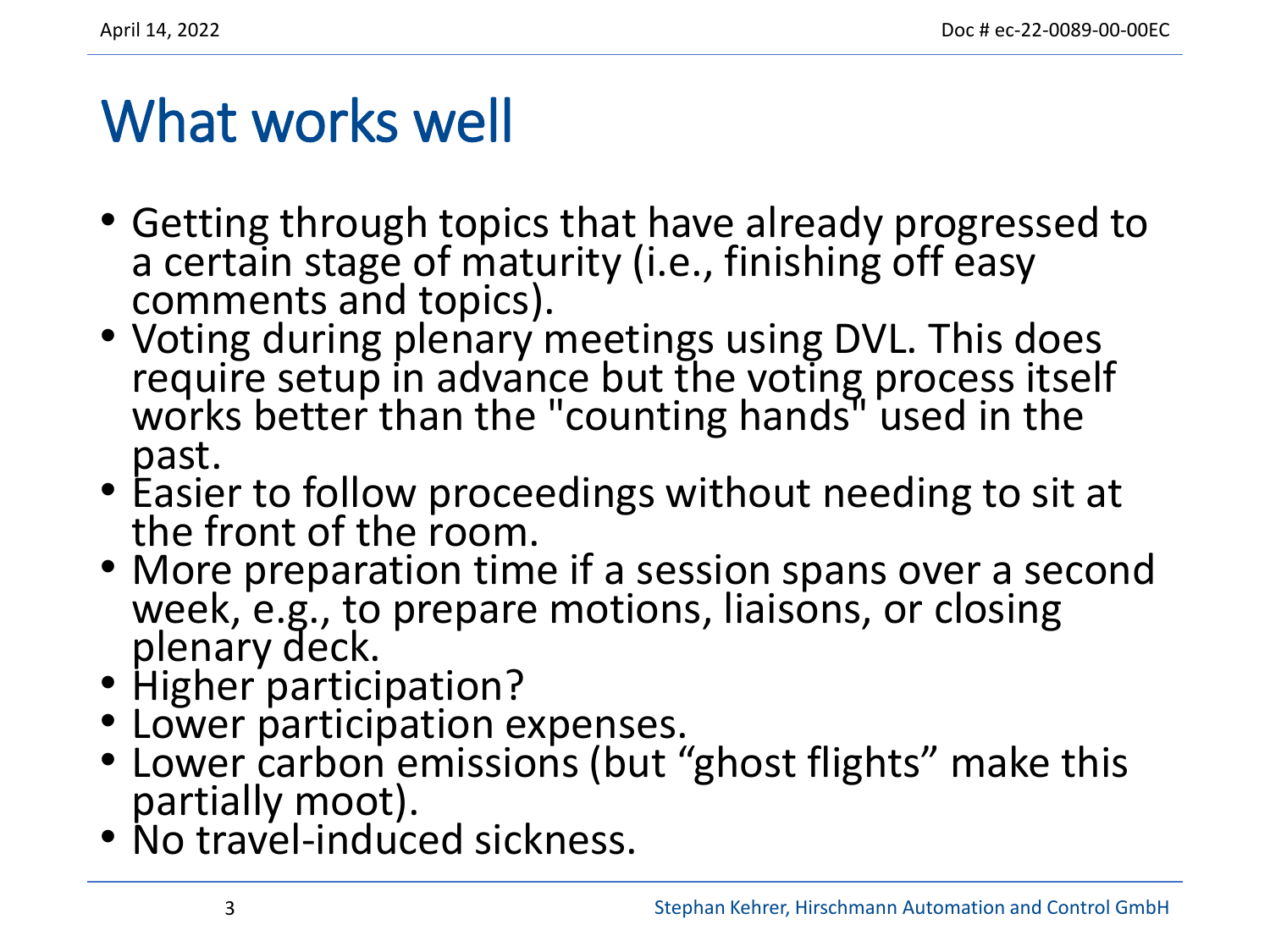# What works well

- Getting through topics that have already progressed to a certain stage of maturity (i.e., finishing off easy comments and topics).
- Voting during plenary meetings using DVL. This does require setup in advance but the voting process itself works better than the "counting hands" used in the past.
- Easier to follow proceedings without needing to sit at the front of the room.
- More preparation time if a session spans over a second week, e.g., to prepare motions, liaisons, or closing plenary deck.
- Higher participation?
- Lower participation expenses.
- Lower carbon emissions (but “ghost flights” make this partially moot).
- No travel-induced sickness.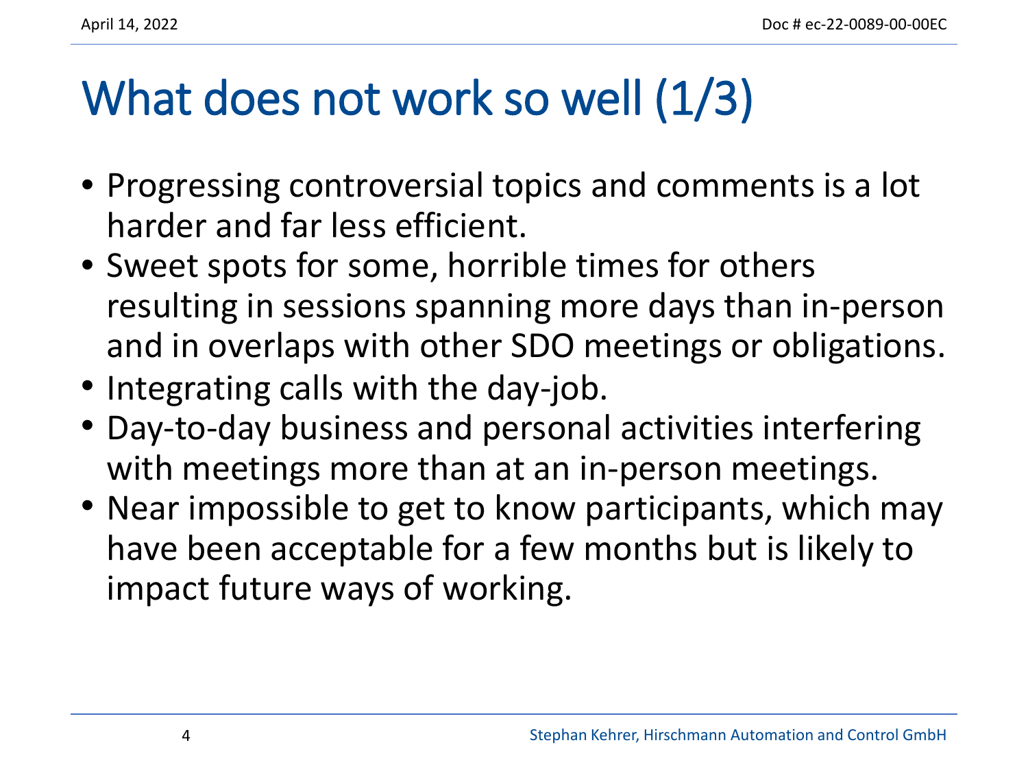# What does not work so well (1/3)

- Progressing controversial topics and comments is a lot harder and far less efficient.
- Sweet spots for some, horrible times for others resulting in sessions spanning more days than in-person and in overlaps with other SDO meetings or obligations.
- Integrating calls with the day-job.
- Day-to-day business and personal activities interfering with meetings more than at an in-person meetings.
- Near impossible to get to know participants, which may have been acceptable for a few months but is likely to impact future ways of working.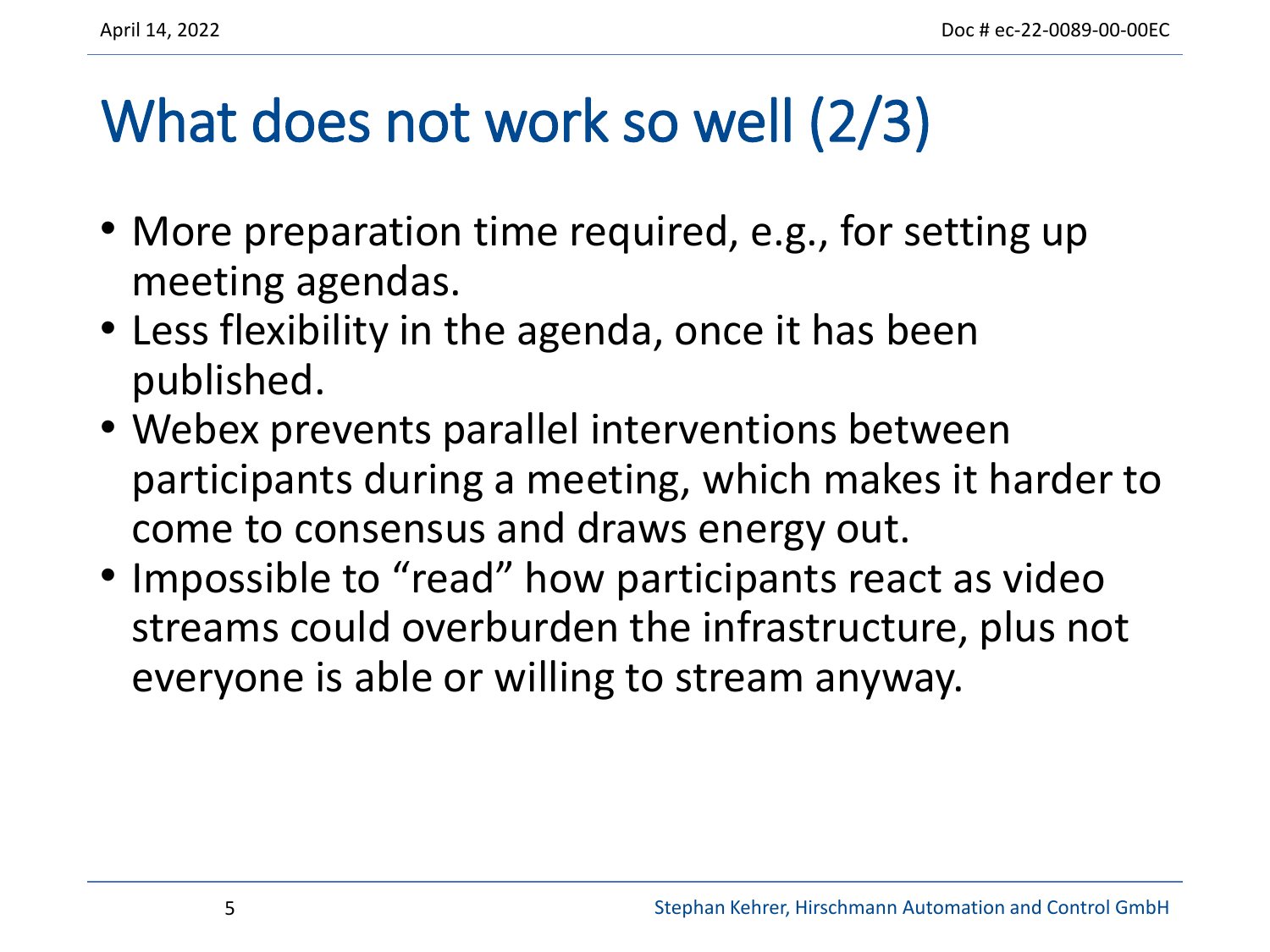# What does not work so well (2/3)

- More preparation time required, e.g., for setting up meeting agendas.
- Less flexibility in the agenda, once it has been published.
- Webex prevents parallel interventions between participants during a meeting, which makes it harder to come to consensus and draws energy out.
- Impossible to "read" how participants react as video streams could overburden the infrastructure, plus not everyone is able or willing to stream anyway.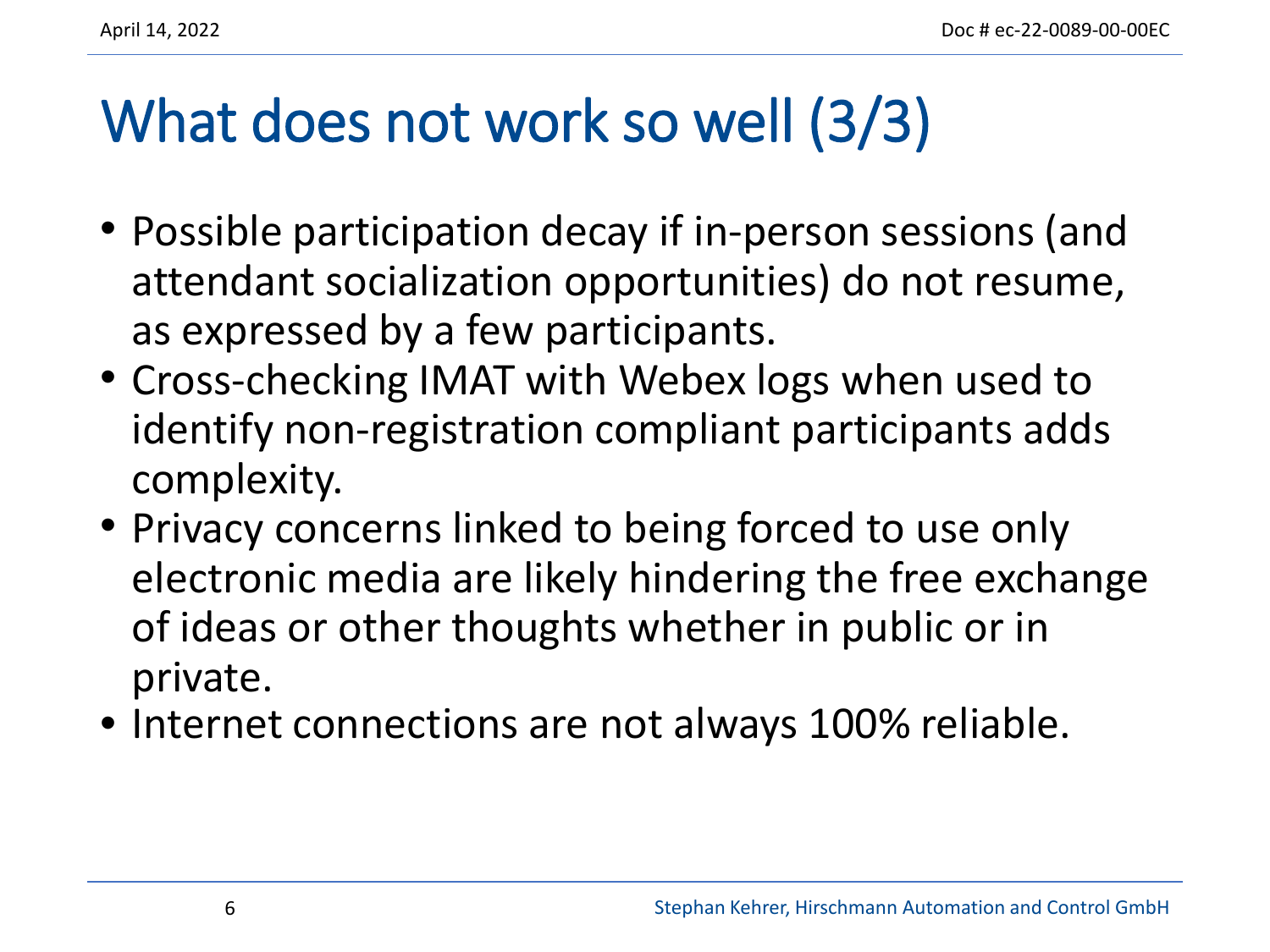# What does not work so well (3/3)

- Possible participation decay if in-person sessions (and attendant socialization opportunities) do not resume, as expressed by a few participants.
- Cross-checking IMAT with Webex logs when used to identify non-registration compliant participants adds complexity.
- Privacy concerns linked to being forced to use only electronic media are likely hindering the free exchange of ideas or other thoughts whether in public or in private.
- Internet connections are not always 100% reliable.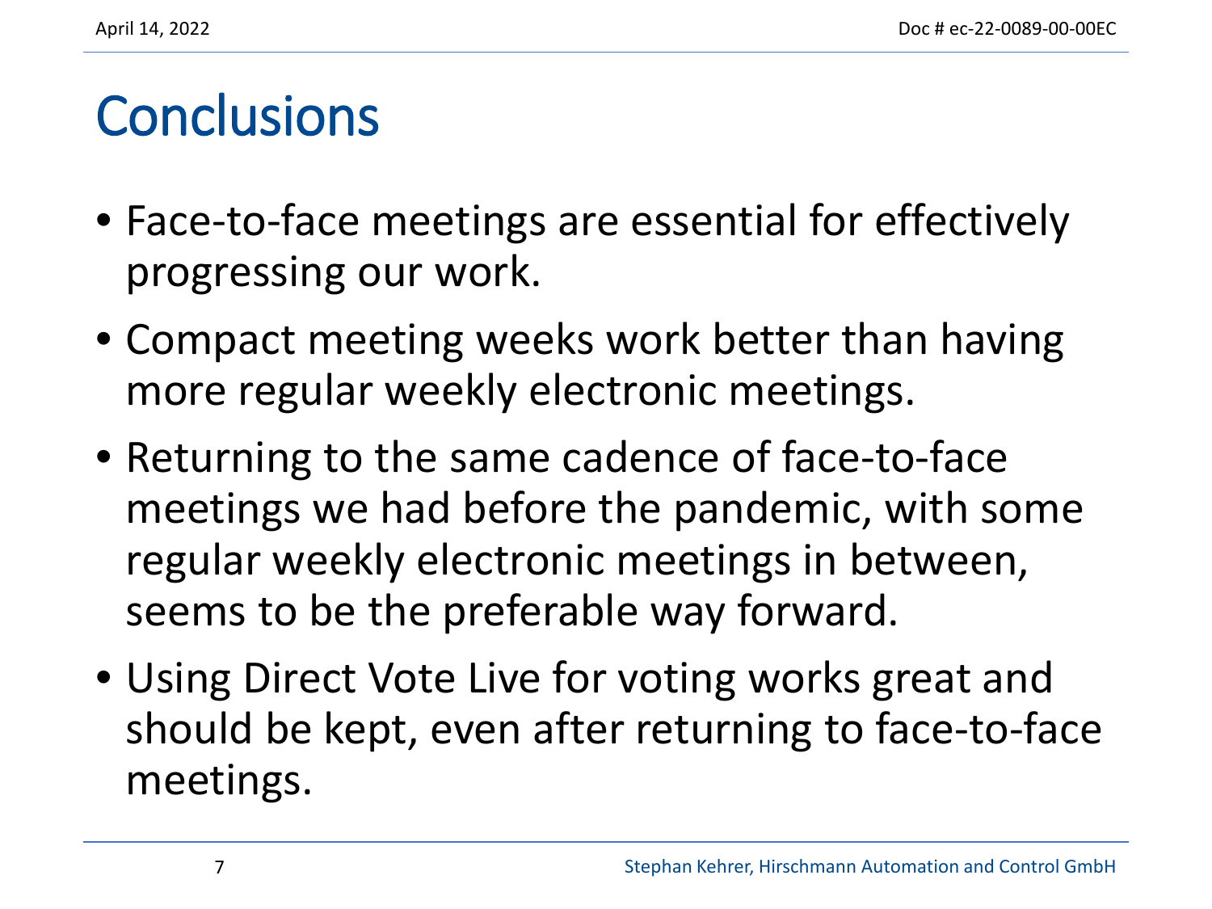# Conclusions

- Face-to-face meetings are essential for effectively progressing our work.
- Compact meeting weeks work better than having more regular weekly electronic meetings.
- Returning to the same cadence of face-to-face meetings we had before the pandemic, with some regular weekly electronic meetings in between, seems to be the preferable way forward.
- Using Direct Vote Live for voting works great and should be kept, even after returning to face-to-face meetings.